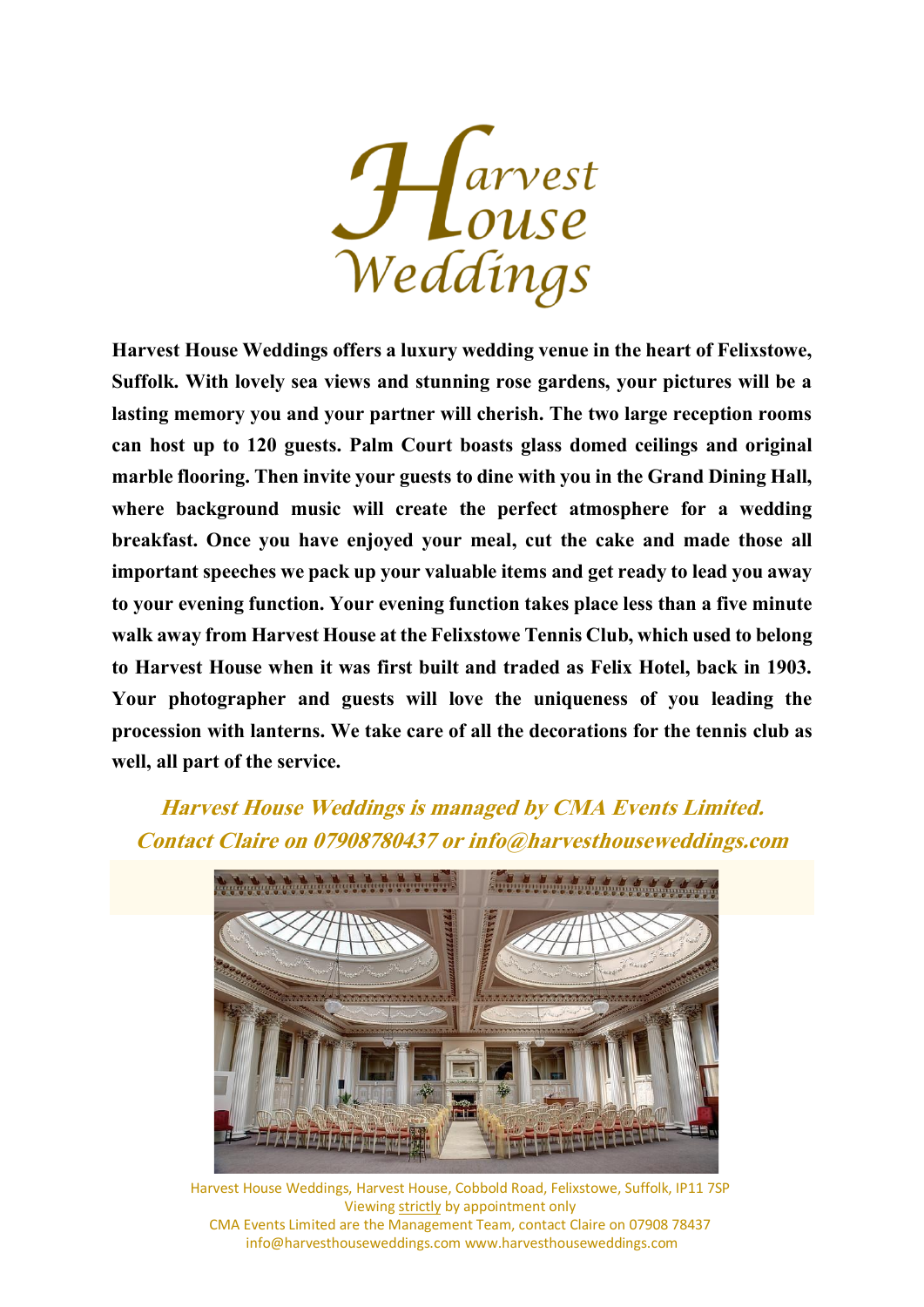# Harvest House Weddings

**Harvest House Weddings offers a luxury wedding venue in the heart of Felixstowe, Suffolk. With lovely sea views and stunning rose gardens, your pictures will be a lasting memory you and your partner will cherish. The two large reception rooms can host up to 120 guests. Palm Court boasts glass domed ceilings and original marble flooring. Then invite your guests to dine with you in the Grand Dining Hall, where background music will create the perfect atmosphere for a wedding breakfast. Once you have enjoyed your meal, cut the cake and made those all important speeches we pack up your valuable items and get ready to lead you away to your evening function. Your evening function takes place less than a five minute walk away from Harvest House at the Felixstowe Tennis Club, which used to belong to Harvest House when it was first built and traded as Felix Hotel, back in 1903. Your photographer and guests will love the uniqueness of you leading the procession with lanterns. We take care of all the decorations for the tennis club as well, all part of the service.**

***Harvest House Weddings is managed by CMA Events Limited.***
***Contact Claire on 07908780437 or info@harvesthouseweddings.com***

Harvest House Weddings, Harvest House, Cobbold Road, Felixstowe, Suffolk, IP11 7SP
Viewing strictly by appointment only
CMA Events Limited are the Management Team, contact Claire on 07908 78437
info@harvesthouseweddings.com www.harvesthouseweddings.com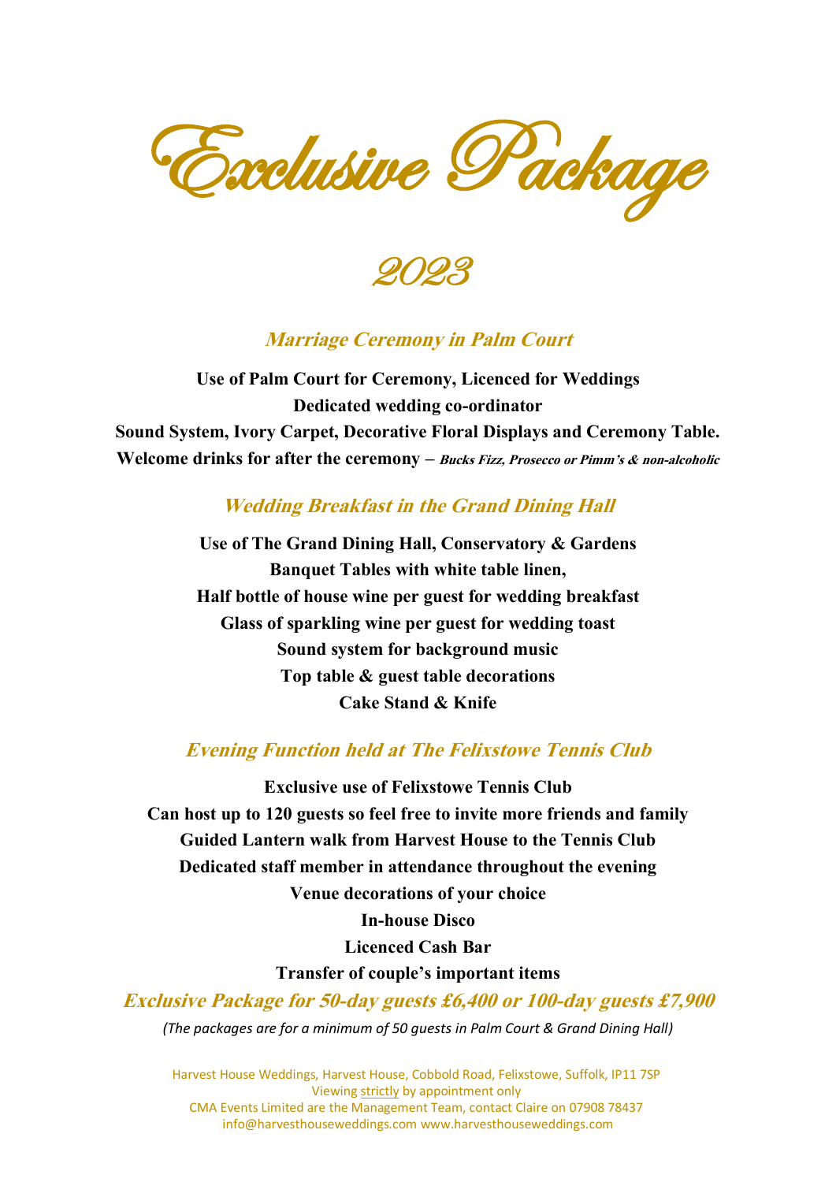# Exclusive Package

## 2023

### *Marriage Ceremony in Palm Court*

**Use of Palm Court for Ceremony, Licenced for Weddings**
**Dedicated wedding co-ordinator**
**Sound System, Ivory Carpet, Decorative Floral Displays and Ceremony Table.**
**Welcome drinks for after the ceremony –** ***Bucks Fizz, Prosecco or Pimm's & non-alcoholic***

### *Wedding Breakfast in the Grand Dining Hall*

**Use of The Grand Dining Hall, Conservatory & Gardens**
**Banquet Tables with white table linen,**
**Half bottle of house wine per guest for wedding breakfast**
**Glass of sparkling wine per guest for wedding toast**
**Sound system for background music**
**Top table & guest table decorations**
**Cake Stand & Knife**

### *Evening Function held at The Felixstowe Tennis Club*

**Exclusive use of Felixstowe Tennis Club**
**Can host up to 120 guests so feel free to invite more friends and family**
**Guided Lantern walk from Harvest House to the Tennis Club**
**Dedicated staff member in attendance throughout the evening**
**Venue decorations of your choice**
**In-house Disco**
**Licenced Cash Bar**
**Transfer of couple's important items**

***Exclusive Package for 50-day guests £6,400 or 100-day guests £7,900***

*(The packages are for a minimum of 50 guests in Palm Court & Grand Dining Hall)*

Harvest House Weddings, Harvest House, Cobbold Road, Felixstowe, Suffolk, IP11 7SP
Viewing strictly by appointment only
CMA Events Limited are the Management Team, contact Claire on 07908 78437
info@harvesthouseweddings.com www.harvesthouseweddings.com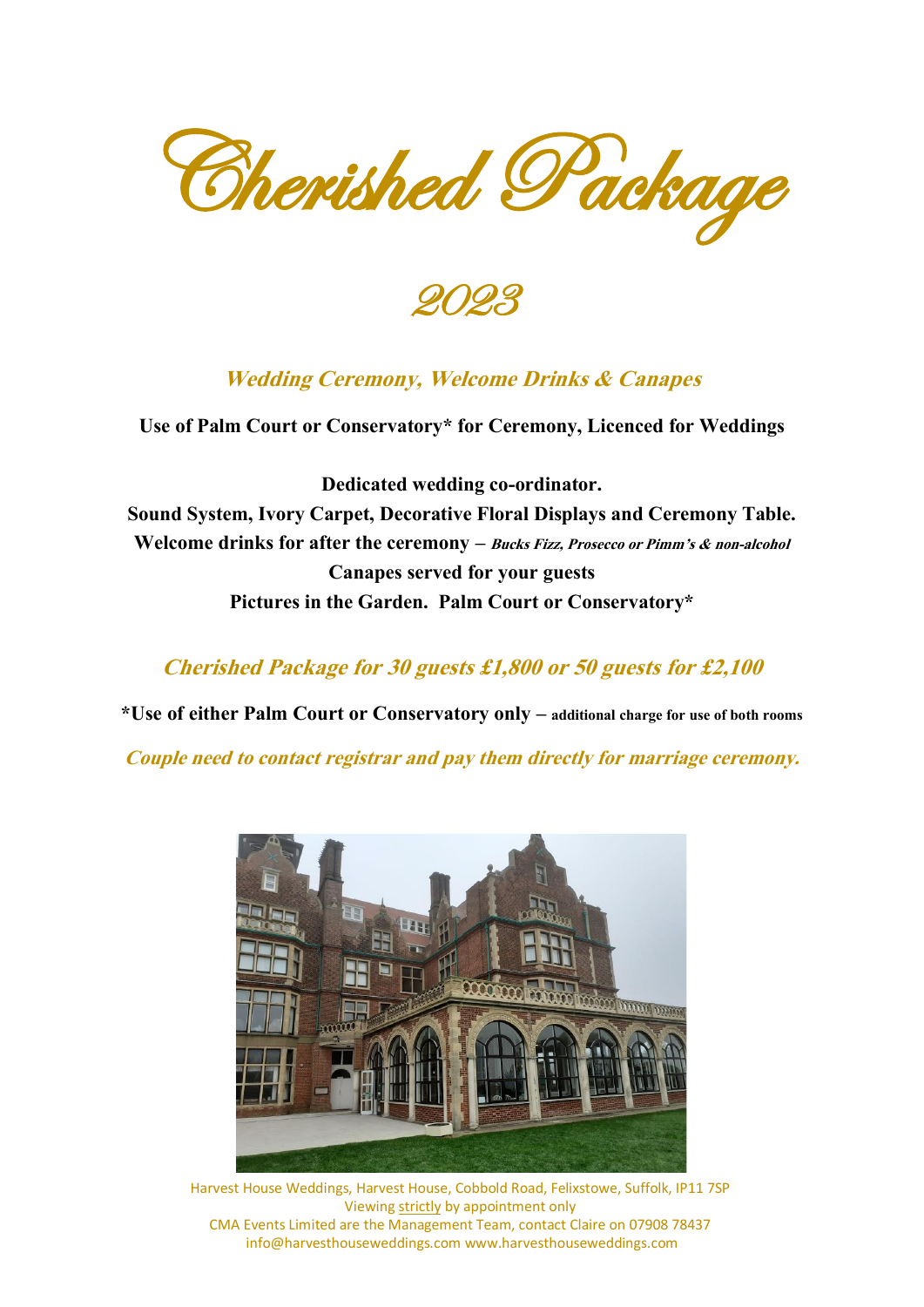# Cherished Package

## 2023

***Wedding Ceremony, Welcome Drinks & Canapes***

**Use of Palm Court or Conservatory* for Ceremony, Licenced for Weddings**

**Dedicated wedding co-ordinator.**
**Sound System, Ivory Carpet, Decorative Floral Displays and Ceremony Table.**
**Welcome drinks for after the ceremony –** ***Bucks Fizz, Prosecco or Pimm's & non-alcohol***
**Canapes served for your guests**
**Pictures in the Garden. Palm Court or Conservatory***

***Cherished Package for 30 guests £1,800 or 50 guests for £2,100***

**\*Use of either Palm Court or Conservatory only – additional charge for use of both rooms**

***Couple need to contact registrar and pay them directly for marriage ceremony.***

Harvest House Weddings, Harvest House, Cobbold Road, Felixstowe, Suffolk, IP11 7SP
Viewing strictly by appointment only
CMA Events Limited are the Management Team, contact Claire on 07908 78437
info@harvesthouseweddings.com www.harvesthouseweddings.com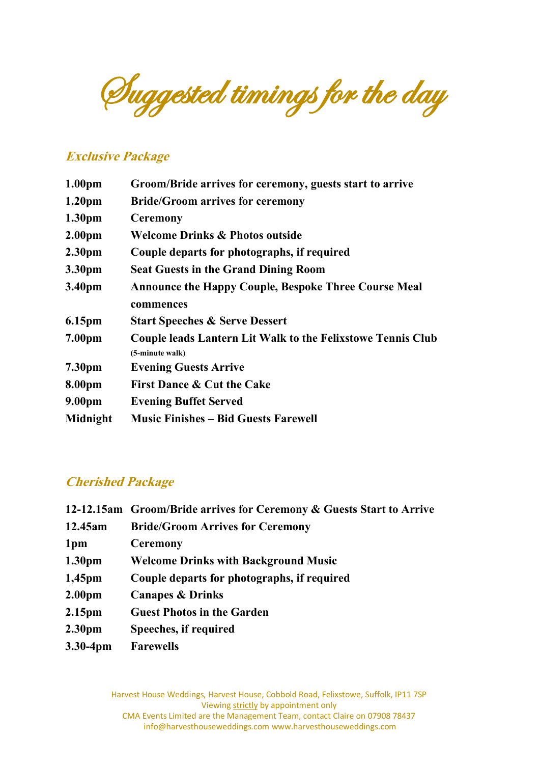# Suggested timings for the day

## *Exclusive Package*

| | |
|---|---|
| **1.00pm** | **Groom/Bride arrives for ceremony, guests start to arrive** |
| **1.20pm** | **Bride/Groom arrives for ceremony** |
| **1.30pm** | **Ceremony** |
| **2.00pm** | **Welcome Drinks & Photos outside** |
| **2.30pm** | **Couple departs for photographs, if required** |
| **3.30pm** | **Seat Guests in the Grand Dining Room** |
| **3.40pm** | **Announce the Happy Couple, Bespoke Three Course Meal commences** |
| **6.15pm** | **Start Speeches & Serve Dessert** |
| **7.00pm** | **Couple leads Lantern Lit Walk to the Felixstowe Tennis Club** **(5-minute walk)** |
| **7.30pm** | **Evening Guests Arrive** |
| **8.00pm** | **First Dance & Cut the Cake** |
| **9.00pm** | **Evening Buffet Served** |
| **Midnight** | **Music Finishes – Bid Guests Farewell** |

## *Cherished Package*

| | |
|---|---|
| **12-12.15am** | **Groom/Bride arrives for Ceremony & Guests Start to Arrive** |
| **12.45am** | **Bride/Groom Arrives for Ceremony** |
| **1pm** | **Ceremony** |
| **1.30pm** | **Welcome Drinks with Background Music** |
| **1,45pm** | **Couple departs for photographs, if required** |
| **2.00pm** | **Canapes & Drinks** |
| **2.15pm** | **Guest Photos in the Garden** |
| **2.30pm** | **Speeches, if required** |
| **3.30-4pm** | **Farewells** |

Harvest House Weddings, Harvest House, Cobbold Road, Felixstowe, Suffolk, IP11 7SP
Viewing strictly by appointment only
CMA Events Limited are the Management Team, contact Claire on 07908 78437
info@harvesthouseweddings.com www.harvesthouseweddings.com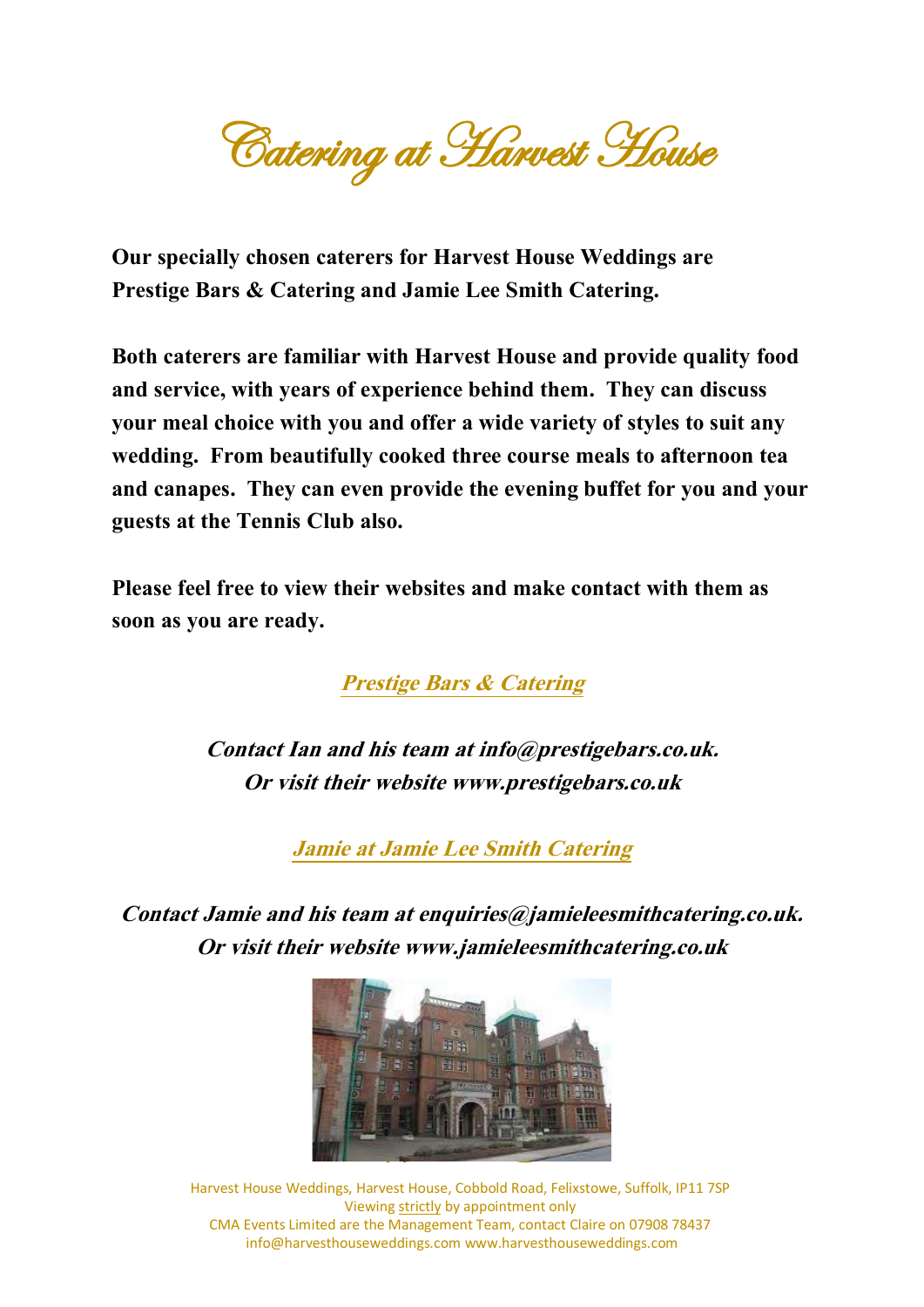# Catering at Harvest House

**Our specially chosen caterers for Harvest House Weddings are Prestige Bars & Catering and Jamie Lee Smith Catering.**

**Both caterers are familiar with Harvest House and provide quality food and service, with years of experience behind them. They can discuss your meal choice with you and offer a wide variety of styles to suit any wedding. From beautifully cooked three course meals to afternoon tea and canapes. They can even provide the evening buffet for you and your guests at the Tennis Club also.**

**Please feel free to view their websites and make contact with them as soon as you are ready.**

***Prestige Bars & Catering***

***Contact Ian and his team at info@prestigebars.co.uk.***
***Or visit their website www.prestigebars.co.uk***

***Jamie at Jamie Lee Smith Catering***

***Contact Jamie and his team at enquiries@jamieleesmithcatering.co.uk.***
***Or visit their website www.jamieleesmithcatering.co.uk***

Harvest House Weddings, Harvest House, Cobbold Road, Felixstowe, Suffolk, IP11 7SP
Viewing strictly by appointment only
CMA Events Limited are the Management Team, contact Claire on 07908 78437
info@harvesthouseweddings.com www.harvesthouseweddings.com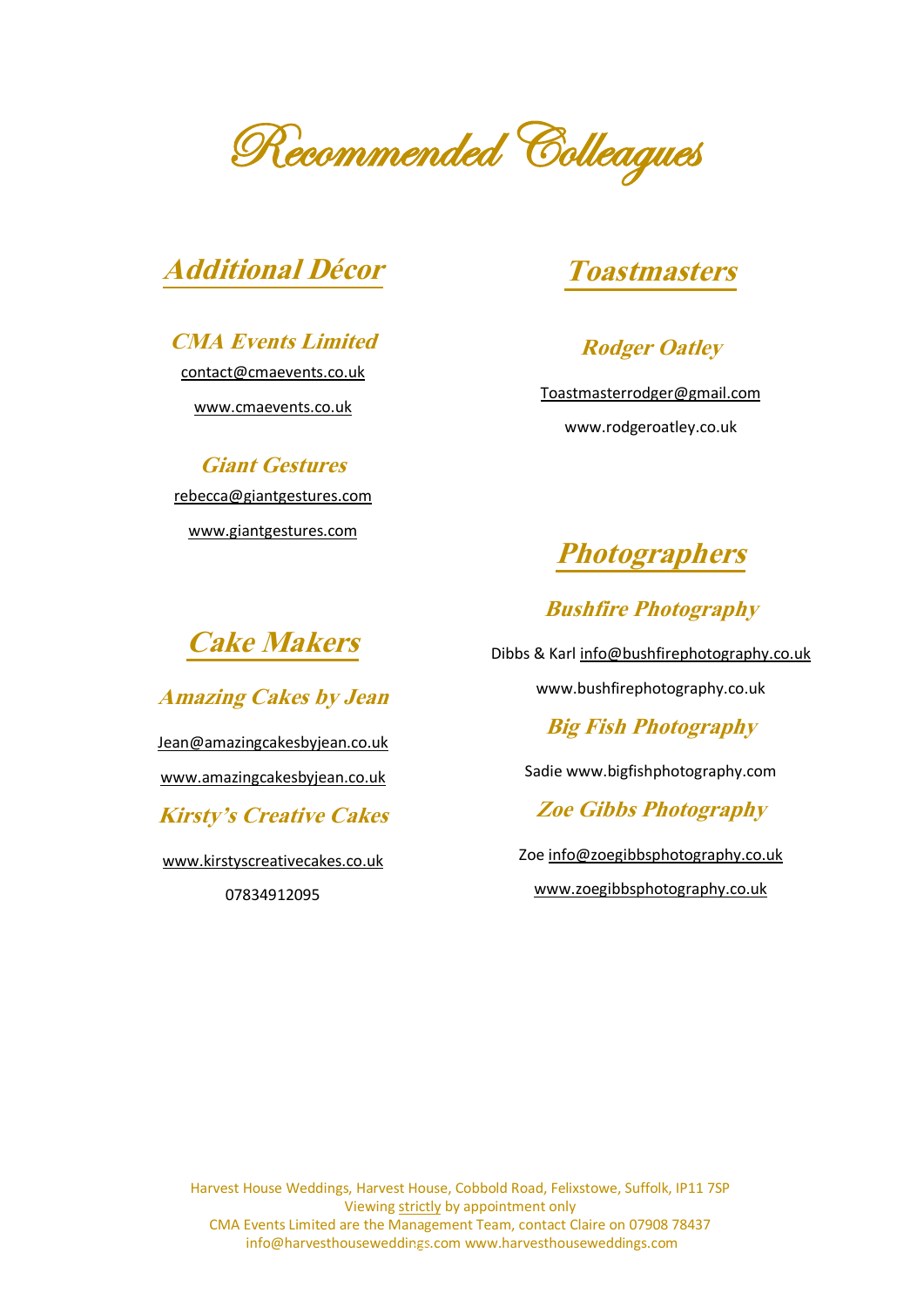# Recommended Colleagues

## Additional Décor

### CMA Events Limited

contact@cmaevents.co.uk

www.cmaevents.co.uk

### Giant Gestures

rebecca@giantgestures.com

www.giantgestures.com

## Cake Makers

### Amazing Cakes by Jean

Jean@amazingcakesbyjean.co.uk

www.amazingcakesbyjean.co.uk

### Kirsty's Creative Cakes

www.kirstyscreativecakes.co.uk

07834912095

## Toastmasters

### Rodger Oatley

Toastmasterrodger@gmail.com

www.rodgeroatley.co.uk

## Photographers

### Bushfire Photography

Dibbs & Karl info@bushfirephotography.co.uk

www.bushfirephotography.co.uk

### Big Fish Photography

Sadie www.bigfishphotography.com

### Zoe Gibbs Photography

Zoe info@zoegibbsphotography.co.uk

www.zoegibbsphotography.co.uk

Harvest House Weddings, Harvest House, Cobbold Road, Felixstowe, Suffolk, IP11 7SP
Viewing strictly by appointment only
CMA Events Limited are the Management Team, contact Claire on 07908 78437
info@harvesthouseweddings.com www.harvesthouseweddings.com